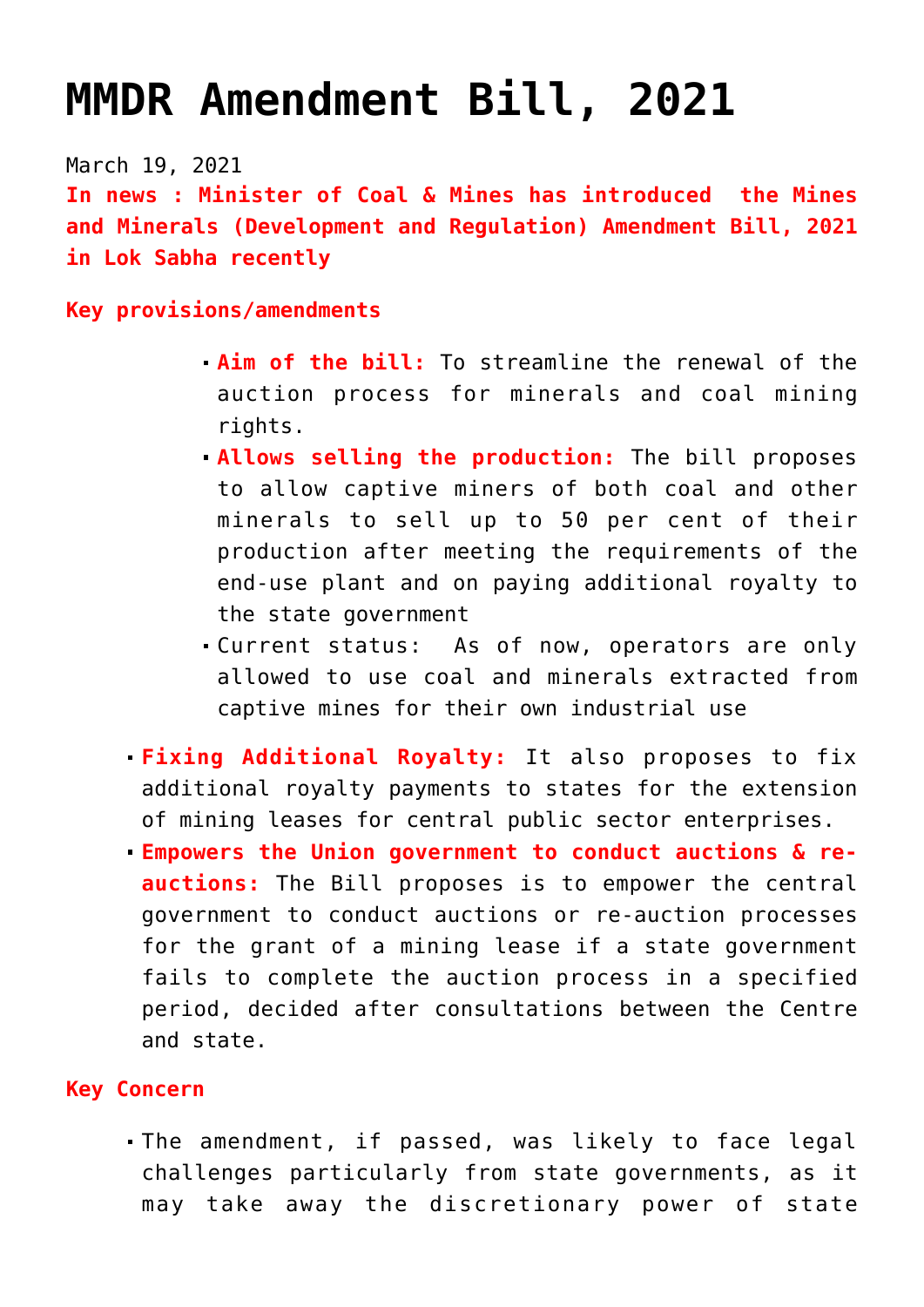# MMDR Amendment Bill, 2021

March 19, 2021

**In news : Minister of Coal & Mines has introduced the Mines and Minerals (Development and Regulation) Amendment Bill, 2021 in Lok Sabha recently**

**Key provisions/amendments**

- **Aim of the bill:** To streamline the renewal of the auction process for minerals and coal mining rights.
- **Allows selling the production:** The bill proposes to allow captive miners of both coal and other minerals to sell up to 50 per cent of their production after meeting the requirements of the end-use plant and on paying additional royalty to the state government
- Current status: As of now, operators are only allowed to use coal and minerals extracted from captive mines for their own industrial use

- **Fixing Additional Royalty:** It also proposes to fix additional royalty payments to states for the extension of mining leases for central public sector enterprises.
- **Empowers the Union government to conduct auctions & re-auctions:** The Bill proposes is to empower the central government to conduct auctions or re-auction processes for the grant of a mining lease if a state government fails to complete the auction process in a specified period, decided after consultations between the Centre and state.

**Key Concern**

- The amendment, if passed, was likely to face legal challenges particularly from state governments, as it may take away the discretionary power of state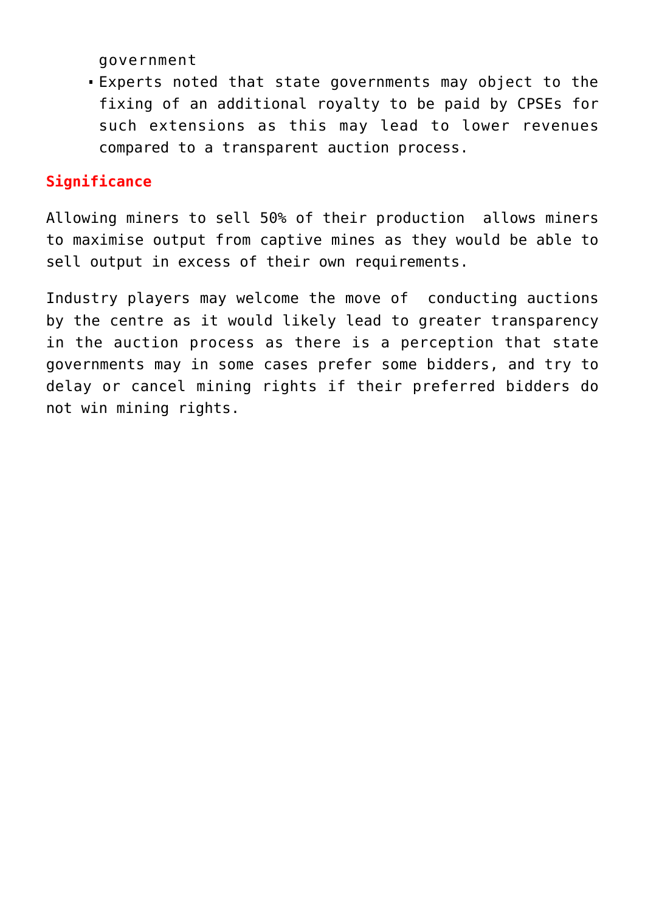government

- Experts noted that state governments may object to the fixing of an additional royalty to be paid by CPSEs for such extensions as this may lead to lower revenues compared to a transparent auction process.

**Significance**

Allowing miners to sell 50% of their production allows miners to maximise output from captive mines as they would be able to sell output in excess of their own requirements.

Industry players may welcome the move of conducting auctions by the centre as it would likely lead to greater transparency in the auction process as there is a perception that state governments may in some cases prefer some bidders, and try to delay or cancel mining rights if their preferred bidders do not win mining rights.